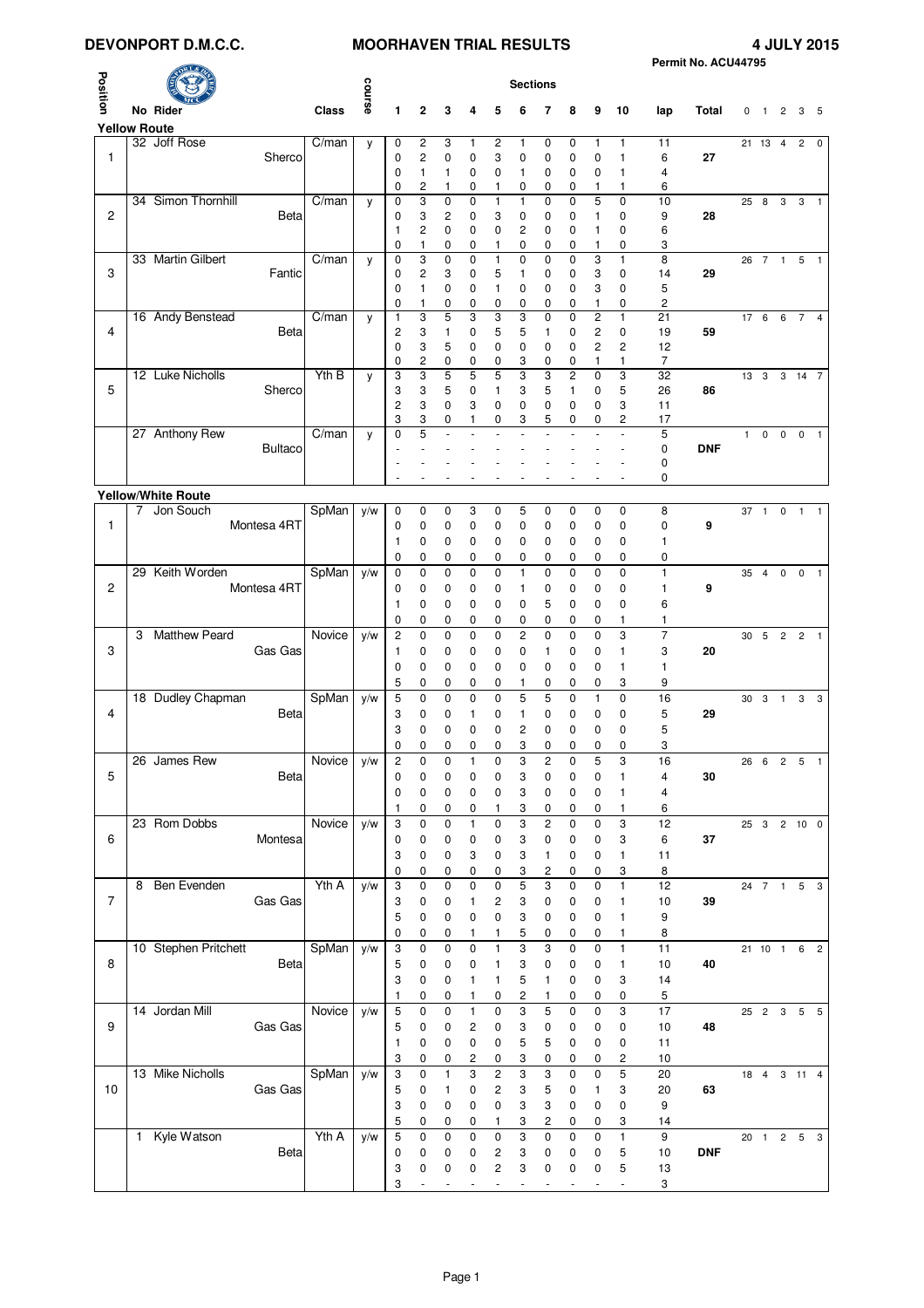# DEVONPORT D.M.C.C.

## MOORHAVEN TRIAL RESULTS

**4 JULY 2015**

Permit No. ACU44795

### Yellow Route

| Position | No | Rider | Machine | Class | course | 1 | 2 | 3 | 4 | 5 | 6 | 7 | 8 | 9 | 10 | lap | Total | 0 | 1 | 2 | 3 | 5 |
|---|---|---|---|---|---|---|---|---|---|---|---|---|---|---|---|---|---|---|---|---|---|---|
| 1 | 32 | Joff Rose | Sherco | C/man | y | 0 | 2 | 3 | 1 | 2 | 1 | 0 | 0 | 1 | 1 | 11 | 27 | 21 | 13 | 4 | 2 | 0 |
| | | | | | | 0 | 2 | 0 | 0 | 3 | 0 | 0 | 0 | 0 | 1 | 6 | | | | | | |
| | | | | | | 0 | 1 | 1 | 0 | 1 | 0 | 0 | 0 | 0 | 1 | 4 | | | | | | |
| | | | | | | 0 | 2 | 1 | 0 | 1 | 0 | 0 | 0 | 1 | 1 | 6 | | | | | | |
| 2 | 34 | Simon Thornhill | Beta | C/man | y | 0 | 3 | 0 | 0 | 1 | 1 | 0 | 0 | 5 | 0 | 10 | 28 | 25 | 8 | 3 | 3 | 1 |
| | | | | | | 0 | 3 | 2 | 0 | 3 | 0 | 0 | 0 | 1 | 0 | 9 | | | | | | |
| | | | | | | 1 | 2 | 0 | 0 | 0 | 2 | 0 | 0 | 1 | 0 | 6 | | | | | | |
| | | | | | | 0 | 1 | 0 | 0 | 1 | 0 | 0 | 0 | 1 | 0 | 3 | | | | | | |
| 3 | 33 | Martin Gilbert | Fantic | C/man | y | 0 | 3 | 0 | 0 | 1 | 0 | 0 | 0 | 3 | 1 | 8 | 29 | 26 | 7 | 1 | 5 | 1 |
| | | | | | | 0 | 2 | 3 | 0 | 5 | 1 | 0 | 0 | 3 | 0 | 14 | | | | | | |
| | | | | | | 0 | 1 | 0 | 0 | 1 | 0 | 0 | 0 | 3 | 0 | 5 | | | | | | |
| | | | | | | 0 | 1 | 0 | 0 | 0 | 0 | 0 | 0 | 1 | 0 | 2 | | | | | | |
| 4 | 16 | Andy Benstead | Beta | C/man | y | 1 | 3 | 5 | 3 | 3 | 3 | 0 | 0 | 2 | 1 | 21 | 59 | 17 | 6 | 6 | 7 | 4 |
| | | | | | | 2 | 3 | 1 | 0 | 5 | 5 | 1 | 0 | 2 | 0 | 19 | | | | | | |
| | | | | | | 0 | 3 | 5 | 0 | 0 | 0 | 0 | 0 | 2 | 2 | 12 | | | | | | |
| | | | | | | 0 | 2 | 0 | 0 | 0 | 3 | 0 | 0 | 1 | 1 | 7 | | | | | | |
| 5 | 12 | Luke Nicholls | Sherco | Yth B | y | 3 | 3 | 5 | 5 | 5 | 3 | 3 | 2 | 0 | 3 | 32 | 86 | 13 | 3 | 3 | 14 | 7 |
| | | | | | | 3 | 3 | 5 | 0 | 1 | 3 | 5 | 1 | 0 | 5 | 26 | | | | | | |
| | | | | | | 2 | 3 | 0 | 3 | 0 | 0 | 0 | 0 | 0 | 3 | 11 | | | | | | |
| | | | | | | 3 | 3 | 0 | 1 | 0 | 3 | 5 | 0 | 0 | 2 | 17 | | | | | | |
| | 27 | Anthony Rew | Bultaco | C/man | y | 0 | 5 | - | - | - | - | - | - | - | - | 5 | DNF | 1 | 0 | 0 | 0 | 1 |
| | | | | | | - | - | - | - | - | - | - | - | - | - | 0 | | | | | | |
| | | | | | | - | - | - | - | - | - | - | - | - | - | 0 | | | | | | |
| | | | | | | - | - | - | - | - | - | - | - | - | - | 0 | | | | | | |

### Yellow/White Route

| Position | No | Rider | Machine | Class | course | 1 | 2 | 3 | 4 | 5 | 6 | 7 | 8 | 9 | 10 | lap | Total | 0 | 1 | 2 | 3 | 5 |
|---|---|---|---|---|---|---|---|---|---|---|---|---|---|---|---|---|---|---|---|---|---|---|
| 1 | 7 | Jon Souch | Montesa 4RT | SpMan | y/w | 0 | 0 | 0 | 3 | 0 | 5 | 0 | 0 | 0 | 0 | 8 | 9 | 37 | 1 | 0 | 1 | 1 |
| | | | | | | 0 | 0 | 0 | 0 | 0 | 0 | 0 | 0 | 0 | 0 | 0 | | | | | | |
| | | | | | | 1 | 0 | 0 | 0 | 0 | 0 | 0 | 0 | 0 | 0 | 1 | | | | | | |
| | | | | | | 0 | 0 | 0 | 0 | 0 | 0 | 0 | 0 | 0 | 0 | 0 | | | | | | |
| 2 | 29 | Keith Worden | Montesa 4RT | SpMan | y/w | 0 | 0 | 0 | 0 | 0 | 1 | 0 | 0 | 0 | 0 | 1 | 9 | 35 | 4 | 0 | 0 | 1 |
| | | | | | | 0 | 0 | 0 | 0 | 0 | 1 | 0 | 0 | 0 | 0 | 1 | | | | | | |
| | | | | | | 1 | 0 | 0 | 0 | 0 | 0 | 5 | 0 | 0 | 0 | 6 | | | | | | |
| | | | | | | 0 | 0 | 0 | 0 | 0 | 0 | 0 | 0 | 0 | 1 | 1 | | | | | | |
| 3 | 3 | Matthew Peard | Gas Gas | Novice | y/w | 2 | 0 | 0 | 0 | 0 | 2 | 0 | 0 | 0 | 3 | 7 | 20 | 30 | 5 | 2 | 2 | 1 |
| | | | | | | 1 | 0 | 0 | 0 | 0 | 0 | 1 | 0 | 0 | 1 | 3 | | | | | | |
| | | | | | | 0 | 0 | 0 | 0 | 0 | 0 | 0 | 0 | 0 | 1 | 1 | | | | | | |
| | | | | | | 5 | 0 | 0 | 0 | 0 | 1 | 0 | 0 | 0 | 3 | 9 | | | | | | |
| 4 | 18 | Dudley Chapman | Beta | SpMan | y/w | 5 | 0 | 0 | 0 | 0 | 5 | 5 | 0 | 1 | 0 | 16 | 29 | 30 | 3 | 1 | 3 | 3 |
| | | | | | | 3 | 0 | 0 | 1 | 0 | 1 | 0 | 0 | 0 | 0 | 5 | | | | | | |
| | | | | | | 3 | 0 | 0 | 0 | 0 | 2 | 0 | 0 | 0 | 0 | 5 | | | | | | |
| | | | | | | 0 | 0 | 0 | 0 | 0 | 3 | 0 | 0 | 0 | 0 | 3 | | | | | | |
| 5 | 26 | James Rew | Beta | Novice | y/w | 2 | 0 | 0 | 1 | 0 | 3 | 2 | 0 | 5 | 3 | 16 | 30 | 26 | 6 | 2 | 5 | 1 |
| | | | | | | 0 | 0 | 0 | 0 | 0 | 3 | 0 | 0 | 0 | 1 | 4 | | | | | | |
| | | | | | | 0 | 0 | 0 | 0 | 0 | 3 | 0 | 0 | 0 | 1 | 4 | | | | | | |
| | | | | | | 1 | 0 | 0 | 0 | 1 | 3 | 0 | 0 | 0 | 1 | 6 | | | | | | |
| 6 | 23 | Rom Dobbs | Montesa | Novice | y/w | 3 | 0 | 0 | 1 | 0 | 3 | 2 | 0 | 0 | 3 | 12 | 37 | 25 | 3 | 2 | 10 | 0 |
| | | | | | | 0 | 0 | 0 | 0 | 0 | 3 | 0 | 0 | 0 | 3 | 6 | | | | | | |
| | | | | | | 3 | 0 | 0 | 3 | 0 | 3 | 1 | 0 | 0 | 1 | 11 | | | | | | |
| | | | | | | 0 | 0 | 0 | 0 | 0 | 3 | 2 | 0 | 0 | 3 | 8 | | | | | | |
| 7 | 8 | Ben Evenden | Gas Gas | Yth A | y/w | 3 | 0 | 0 | 0 | 0 | 5 | 3 | 0 | 0 | 1 | 12 | 39 | 24 | 7 | 1 | 5 | 3 |
| | | | | | | 3 | 0 | 0 | 1 | 2 | 3 | 0 | 0 | 0 | 1 | 10 | | | | | | |
| | | | | | | 5 | 0 | 0 | 0 | 0 | 3 | 0 | 0 | 0 | 1 | 9 | | | | | | |
| | | | | | | 0 | 0 | 0 | 1 | 1 | 5 | 0 | 0 | 0 | 1 | 8 | | | | | | |
| 8 | 10 | Stephen Pritchett | Beta | SpMan | y/w | 3 | 0 | 0 | 0 | 1 | 3 | 3 | 0 | 0 | 1 | 11 | 40 | 21 | 10 | 1 | 6 | 2 |
| | | | | | | 5 | 0 | 0 | 0 | 1 | 3 | 0 | 0 | 0 | 1 | 10 | | | | | | |
| | | | | | | 3 | 0 | 0 | 1 | 1 | 5 | 1 | 0 | 0 | 3 | 14 | | | | | | |
| | | | | | | 1 | 0 | 0 | 1 | 0 | 2 | 1 | 0 | 0 | 0 | 5 | | | | | | |
| 9 | 14 | Jordan Mill | Gas Gas | Novice | y/w | 5 | 0 | 0 | 1 | 0 | 3 | 5 | 0 | 0 | 3 | 17 | 48 | 25 | 2 | 3 | 5 | 5 |
| | | | | | | 5 | 0 | 0 | 2 | 0 | 3 | 0 | 0 | 0 | 0 | 10 | | | | | | |
| | | | | | | 1 | 0 | 0 | 0 | 0 | 5 | 5 | 0 | 0 | 0 | 11 | | | | | | |
| | | | | | | 3 | 0 | 0 | 2 | 0 | 3 | 0 | 0 | 0 | 2 | 10 | | | | | | |
| 10 | 13 | Mike Nicholls | Gas Gas | SpMan | y/w | 3 | 0 | 1 | 3 | 2 | 3 | 3 | 0 | 0 | 5 | 20 | 63 | 18 | 4 | 3 | 11 | 4 |
| | | | | | | 5 | 0 | 1 | 0 | 2 | 3 | 5 | 0 | 1 | 3 | 20 | | | | | | |
| | | | | | | 3 | 0 | 0 | 0 | 0 | 3 | 3 | 0 | 0 | 0 | 9 | | | | | | |
| | | | | | | 5 | 0 | 0 | 0 | 1 | 3 | 2 | 0 | 0 | 3 | 14 | | | | | | |
| | 1 | Kyle Watson | Beta | Yth A | y/w | 5 | 0 | 0 | 0 | 0 | 3 | 0 | 0 | 0 | 1 | 9 | DNF | 20 | 1 | 2 | 5 | 3 |
| | | | | | | 0 | 0 | 0 | 0 | 2 | 3 | 0 | 0 | 0 | 5 | 10 | | | | | | |
| | | | | | | 3 | 0 | 0 | 0 | 2 | 3 | 0 | 0 | 0 | 5 | 13 | | | | | | |
| | | | | | | 3 | - | - | - | - | - | - | - | - | - | 3 | | | | | | |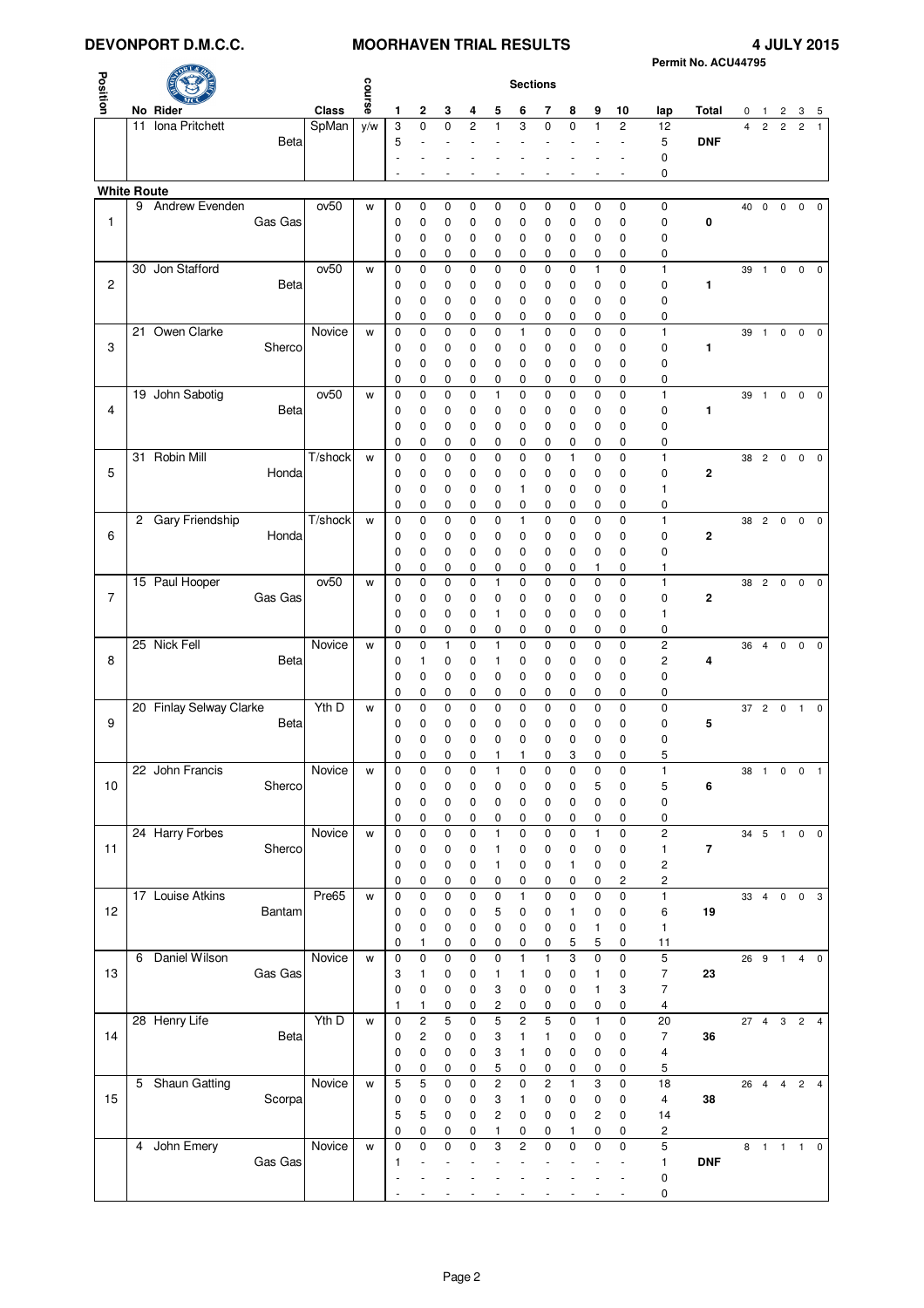# DEVONPORT D.M.C.C. — MOORHAVEN TRIAL RESULTS — 4 JULY 2015

Permit No. ACU44795

| Position | No | Rider | Class | course | 1 | 2 | 3 | 4 | 5 | 6 | 7 | 8 | 9 | 10 | lap | Total | 0 | 1 | 2 | 3 | 5 |
|---|---|---|---|---|---|---|---|---|---|---|---|---|---|---|---|---|---|---|---|---|---|
| | 11 | Iona Pritchett | SpMan | y/w | 3 | 0 | 0 | 2 | 1 | 3 | 0 | 0 | 1 | 2 | 12 | | 4 | 2 | 2 | 2 | 1 |
| | | Beta | | | 5 | - | - | - | - | - | - | - | - | - | 5 | DNF | | | | | |
| | | | | | - | - | - | - | - | - | - | - | - | - | 0 | | | | | | |
| | | | | | - | - | - | - | - | - | - | - | - | - | 0 | | | | | | |
| **White Route** | | | | | | | | | | | | | | | | | | | | | |
| | 9 | Andrew Evenden | ov50 | w | 0 | 0 | 0 | 0 | 0 | 0 | 0 | 0 | 0 | 0 | 0 | | 40 | 0 | 0 | 0 | 0 |
| 1 | | Gas Gas | | | 0 | 0 | 0 | 0 | 0 | 0 | 0 | 0 | 0 | 0 | 0 | 0 | | | | | |
| | | | | | 0 | 0 | 0 | 0 | 0 | 0 | 0 | 0 | 0 | 0 | 0 | | | | | | |
| | | | | | 0 | 0 | 0 | 0 | 0 | 0 | 0 | 0 | 0 | 0 | 0 | | | | | | |
| | 30 | Jon Stafford | ov50 | w | 0 | 0 | 0 | 0 | 0 | 0 | 0 | 0 | 1 | 0 | 1 | | 39 | 1 | 0 | 0 | 0 |
| 2 | | Beta | | | 0 | 0 | 0 | 0 | 0 | 0 | 0 | 0 | 0 | 0 | 0 | 1 | | | | | |
| | | | | | 0 | 0 | 0 | 0 | 0 | 0 | 0 | 0 | 0 | 0 | 0 | | | | | | |
| | | | | | 0 | 0 | 0 | 0 | 0 | 0 | 0 | 0 | 0 | 0 | 0 | | | | | | |
| | 21 | Owen Clarke | Novice | w | 0 | 0 | 0 | 0 | 0 | 1 | 0 | 0 | 0 | 0 | 1 | | 39 | 1 | 0 | 0 | 0 |
| 3 | | Sherco | | | 0 | 0 | 0 | 0 | 0 | 0 | 0 | 0 | 0 | 0 | 0 | 1 | | | | | |
| | | | | | 0 | 0 | 0 | 0 | 0 | 0 | 0 | 0 | 0 | 0 | 0 | | | | | | |
| | | | | | 0 | 0 | 0 | 0 | 0 | 0 | 0 | 0 | 0 | 0 | 0 | | | | | | |
| | 19 | John Sabotig | ov50 | w | 0 | 0 | 0 | 0 | 1 | 0 | 0 | 0 | 0 | 0 | 1 | | 39 | 1 | 0 | 0 | 0 |
| 4 | | Beta | | | 0 | 0 | 0 | 0 | 0 | 0 | 0 | 0 | 0 | 0 | 0 | 1 | | | | | |
| | | | | | 0 | 0 | 0 | 0 | 0 | 0 | 0 | 0 | 0 | 0 | 0 | | | | | | |
| | | | | | 0 | 0 | 0 | 0 | 0 | 0 | 0 | 0 | 0 | 0 | 0 | | | | | | |
| | 31 | Robin Mill | T/shock | w | 0 | 0 | 0 | 0 | 0 | 0 | 0 | 1 | 0 | 0 | 1 | | 38 | 2 | 0 | 0 | 0 |
| 5 | | Honda | | | 0 | 0 | 0 | 0 | 0 | 0 | 0 | 0 | 0 | 0 | 0 | 2 | | | | | |
| | | | | | 0 | 0 | 0 | 0 | 0 | 1 | 0 | 0 | 0 | 0 | 1 | | | | | | |
| | | | | | 0 | 0 | 0 | 0 | 0 | 0 | 0 | 0 | 0 | 0 | 0 | | | | | | |
| | 2 | Gary Friendship | T/shock | w | 0 | 0 | 0 | 0 | 0 | 1 | 0 | 0 | 0 | 0 | 1 | | 38 | 2 | 0 | 0 | 0 |
| 6 | | Honda | | | 0 | 0 | 0 | 0 | 0 | 0 | 0 | 0 | 0 | 0 | 0 | 2 | | | | | |
| | | | | | 0 | 0 | 0 | 0 | 0 | 0 | 0 | 0 | 0 | 0 | 0 | | | | | | |
| | | | | | 0 | 0 | 0 | 0 | 0 | 0 | 0 | 0 | 1 | 0 | 1 | | | | | | |
| | 15 | Paul Hooper | ov50 | w | 0 | 0 | 0 | 0 | 1 | 0 | 0 | 0 | 0 | 0 | 1 | | 38 | 2 | 0 | 0 | 0 |
| 7 | | Gas Gas | | | 0 | 0 | 0 | 0 | 0 | 0 | 0 | 0 | 0 | 0 | 0 | 2 | | | | | |
| | | | | | 0 | 0 | 0 | 0 | 1 | 0 | 0 | 0 | 0 | 0 | 1 | | | | | | |
| | | | | | 0 | 0 | 0 | 0 | 0 | 0 | 0 | 0 | 0 | 0 | 0 | | | | | | |
| | 25 | Nick Fell | Novice | w | 0 | 0 | 1 | 0 | 1 | 0 | 0 | 0 | 0 | 0 | 2 | | 36 | 4 | 0 | 0 | 0 |
| 8 | | Beta | | | 0 | 1 | 0 | 0 | 1 | 0 | 0 | 0 | 0 | 0 | 2 | 4 | | | | | |
| | | | | | 0 | 0 | 0 | 0 | 0 | 0 | 0 | 0 | 0 | 0 | 0 | | | | | | |
| | | | | | 0 | 0 | 0 | 0 | 0 | 0 | 0 | 0 | 0 | 0 | 0 | | | | | | |
| | 20 | Finlay Selway Clarke | Yth D | w | 0 | 0 | 0 | 0 | 0 | 0 | 0 | 0 | 0 | 0 | 0 | | 37 | 2 | 0 | 1 | 0 |
| 9 | | Beta | | | 0 | 0 | 0 | 0 | 0 | 0 | 0 | 0 | 0 | 0 | 0 | 5 | | | | | |
| | | | | | 0 | 0 | 0 | 0 | 0 | 0 | 0 | 0 | 0 | 0 | 0 | | | | | | |
| | | | | | 0 | 0 | 0 | 0 | 1 | 1 | 0 | 3 | 0 | 0 | 5 | | | | | | |
| | 22 | John Francis | Novice | w | 0 | 0 | 0 | 0 | 1 | 0 | 0 | 0 | 0 | 0 | 1 | | 38 | 1 | 0 | 0 | 1 |
| 10 | | Sherco | | | 0 | 0 | 0 | 0 | 0 | 0 | 0 | 0 | 5 | 0 | 5 | 6 | | | | | |
| | | | | | 0 | 0 | 0 | 0 | 0 | 0 | 0 | 0 | 0 | 0 | 0 | | | | | | |
| | | | | | 0 | 0 | 0 | 0 | 0 | 0 | 0 | 0 | 0 | 0 | 0 | | | | | | |
| | 24 | Harry Forbes | Novice | w | 0 | 0 | 0 | 0 | 1 | 0 | 0 | 0 | 1 | 0 | 2 | | 34 | 5 | 1 | 0 | 0 |
| 11 | | Sherco | | | 0 | 0 | 0 | 0 | 1 | 0 | 0 | 0 | 0 | 0 | 1 | 7 | | | | | |
| | | | | | 0 | 0 | 0 | 0 | 1 | 0 | 0 | 1 | 0 | 0 | 2 | | | | | | |
| | | | | | 0 | 0 | 0 | 0 | 0 | 0 | 0 | 0 | 0 | 2 | 2 | | | | | | |
| | 17 | Louise Atkins | Pre65 | w | 0 | 0 | 0 | 0 | 0 | 1 | 0 | 0 | 0 | 0 | 1 | | 33 | 4 | 0 | 0 | 3 |
| 12 | | Bantam | | | 0 | 0 | 0 | 0 | 5 | 0 | 0 | 1 | 0 | 0 | 6 | 19 | | | | | |
| | | | | | 0 | 0 | 0 | 0 | 0 | 0 | 0 | 0 | 1 | 0 | 1 | | | | | | |
| | | | | | 0 | 1 | 0 | 0 | 0 | 0 | 0 | 5 | 5 | 0 | 11 | | | | | | |
| | 6 | Daniel Wilson | Novice | w | 0 | 0 | 0 | 0 | 0 | 1 | 1 | 3 | 0 | 0 | 5 | | 26 | 9 | 1 | 4 | 0 |
| 13 | | Gas Gas | | | 3 | 1 | 0 | 0 | 1 | 1 | 0 | 0 | 1 | 0 | 7 | 23 | | | | | |
| | | | | | 0 | 0 | 0 | 0 | 3 | 0 | 0 | 0 | 1 | 3 | 7 | | | | | | |
| | | | | | 1 | 1 | 0 | 0 | 2 | 0 | 0 | 0 | 0 | 0 | 4 | | | | | | |
| | 28 | Henry Life | Yth D | w | 0 | 2 | 5 | 0 | 5 | 2 | 5 | 0 | 1 | 0 | 20 | | 27 | 4 | 3 | 2 | 4 |
| 14 | | Beta | | | 0 | 2 | 0 | 0 | 3 | 1 | 1 | 0 | 0 | 0 | 7 | 36 | | | | | |
| | | | | | 0 | 0 | 0 | 0 | 3 | 1 | 0 | 0 | 0 | 0 | 4 | | | | | | |
| | | | | | 0 | 0 | 0 | 0 | 5 | 0 | 0 | 0 | 0 | 0 | 5 | | | | | | |
| | 5 | Shaun Gatting | Novice | w | 5 | 5 | 0 | 0 | 2 | 0 | 2 | 1 | 3 | 0 | 18 | | 26 | 4 | 4 | 2 | 4 |
| 15 | | Scorpa | | | 0 | 0 | 0 | 0 | 3 | 1 | 0 | 0 | 0 | 0 | 4 | 38 | | | | | |
| | | | | | 5 | 5 | 0 | 0 | 2 | 0 | 0 | 0 | 2 | 0 | 14 | | | | | | |
| | | | | | 0 | 0 | 0 | 0 | 1 | 0 | 0 | 1 | 0 | 0 | 2 | | | | | | |
| | 4 | John Emery | Novice | w | 0 | 0 | 0 | 0 | 3 | 2 | 0 | 0 | 0 | 0 | 5 | | 8 | 1 | 1 | 1 | 0 |
| | | Gas Gas | | | 1 | - | - | - | - | - | - | - | - | - | 1 | DNF | | | | | |
| | | | | | - | - | - | - | - | - | - | - | - | - | 0 | | | | | | |
| | | | | | - | - | - | - | - | - | - | - | - | - | 0 | | | | | | |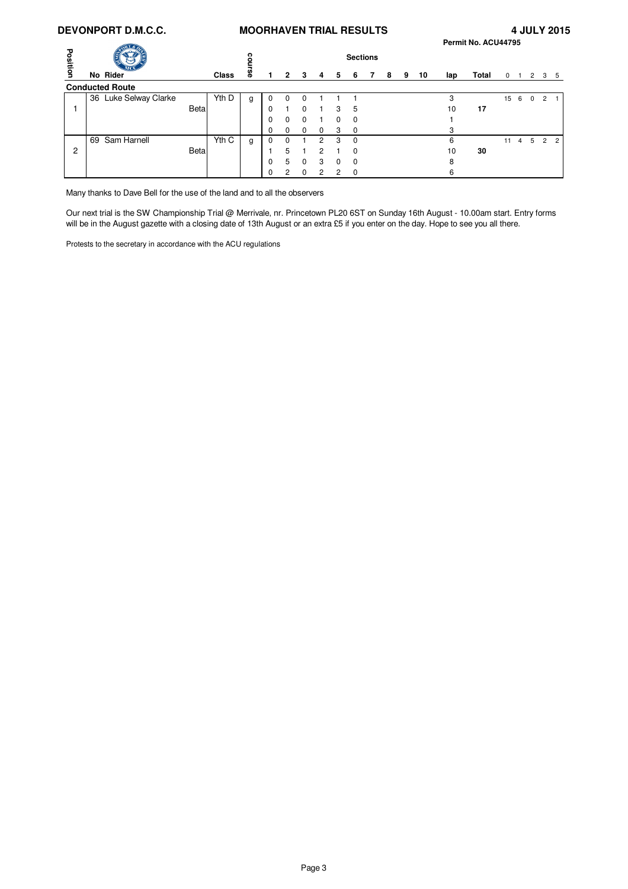**DEVONPORT D.M.C.C.** **MOORHAVEN TRIAL RESULTS** **4 JULY 2015**

**Permit No. ACU44795**

| Position | No Rider | Class | course | 1 | 2 | 3 | 4 | 5 | 6 | 7 | 8 | 9 | 10 | lap | Total | 0 | 1 | 2 | 3 | 5 |
|---|---|---|---|---|---|---|---|---|---|---|---|---|---|---|---|---|---|---|---|---|
| **Conducted Route** | | | | | | | | | | | | | | | | | | | | |
| | 36 Luke Selway Clarke | Yth D | g | 0 | 0 | 0 | 1 | 1 | 1 | | | | | 3 | | 15 | 6 | 0 | 2 | 1 |
| 1 | Beta | | | 0 | 1 | 0 | 1 | 3 | 5 | | | | | 10 | **17** | | | | | |
| | | | | 0 | 0 | 0 | 1 | 0 | 0 | | | | | 1 | | | | | | |
| | | | | 0 | 0 | 0 | 0 | 3 | 0 | | | | | 3 | | | | | | |
| | 69 Sam Harnell | Yth C | g | 0 | 0 | 1 | 2 | 3 | 0 | | | | | 6 | | 11 | 4 | 5 | 2 | 2 |
| 2 | Beta | | | 1 | 5 | 1 | 2 | 1 | 0 | | | | | 10 | **30** | | | | | |
| | | | | 0 | 5 | 0 | 3 | 0 | 0 | | | | | 8 | | | | | | |
| | | | | 0 | 2 | 0 | 2 | 2 | 0 | | | | | 6 | | | | | | |

Many thanks to Dave Bell for the use of the land and to all the observers

Our next trial is the SW Championship Trial @ Merrivale, nr. Princetown PL20 6ST on Sunday 16th August - 10.00am start. Entry forms will be in the August gazette with a closing date of 13th August or an extra £5 if you enter on the day. Hope to see you all there.

Protests to the secretary in accordance with the ACU regulations